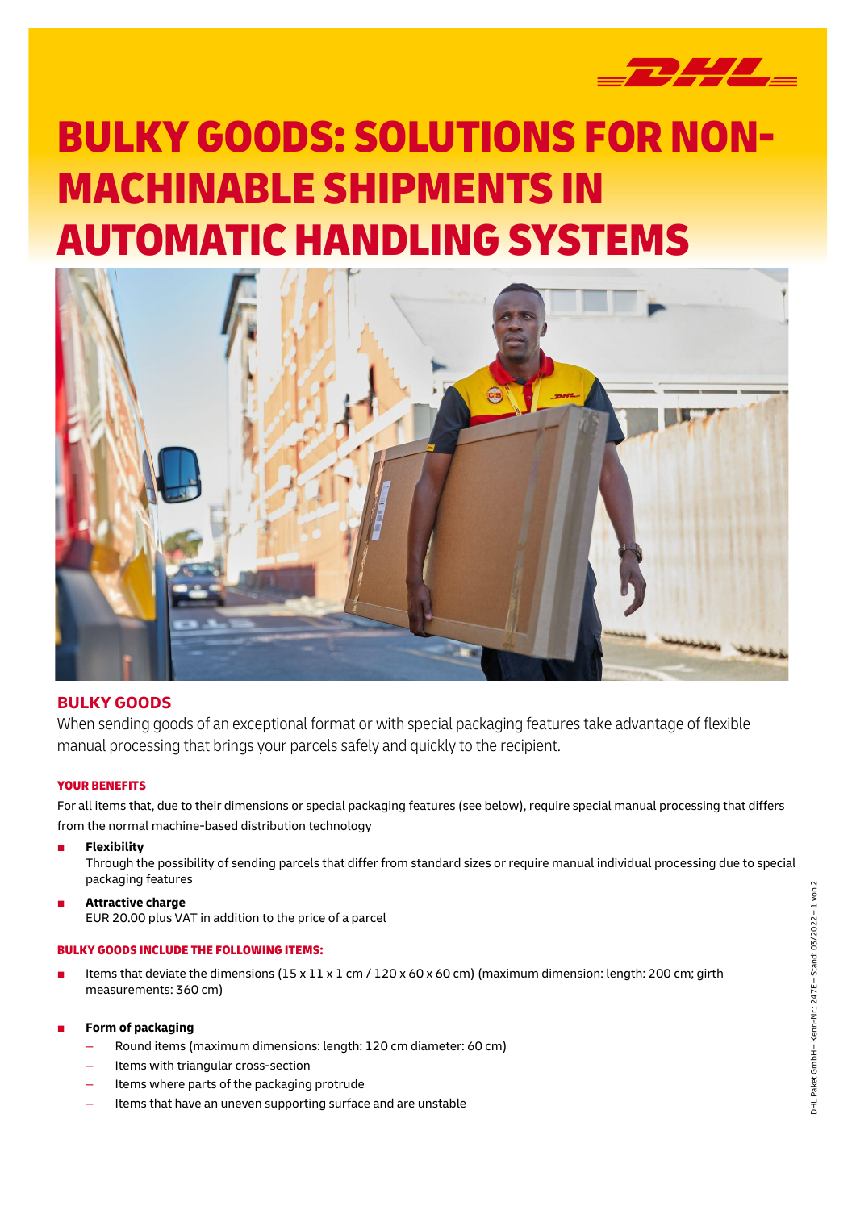// BULKY GOODS: SOLUTIONS FOR NON-MACHINABLE SHIPMENTS IN AUTOMATIC HANDLING SYSTEMS

# BULKY GOODS: SOLUTIONS FOR NON-MACHINABLE SHIPMENTS IN AUTOMATIC HANDLING SYSTEMS

## BULKY GOODS

When sending goods of an exceptional format or with special packaging features take advantage of flexible manual processing that brings your parcels safely and quickly to the recipient.

### YOUR BENEFITS

For all items that, due to their dimensions or special packaging features (see below), require special manual processing that differs from the normal machine-based distribution technology

- **Flexibility**
  Through the possibility of sending parcels that differ from standard sizes or require manual individual processing due to special packaging features
- **Attractive charge**
  EUR 20.00 plus VAT in addition to the price of a parcel

### BULKY GOODS INCLUDE THE FOLLOWING ITEMS:

- Items that deviate the dimensions (15 x 11 x 1 cm / 120 x 60 x 60 cm) (maximum dimension: length: 200 cm; girth measurements: 360 cm)

- **Form of packaging**
  - Round items (maximum dimensions: length: 120 cm diameter: 60 cm)
  - Items with triangular cross-section
  - Items where parts of the packaging protrude
  - Items that have an uneven supporting surface and are unstable

DHL Paket GmbH – Kenn-Nr.: 247E – Stand: 03/2022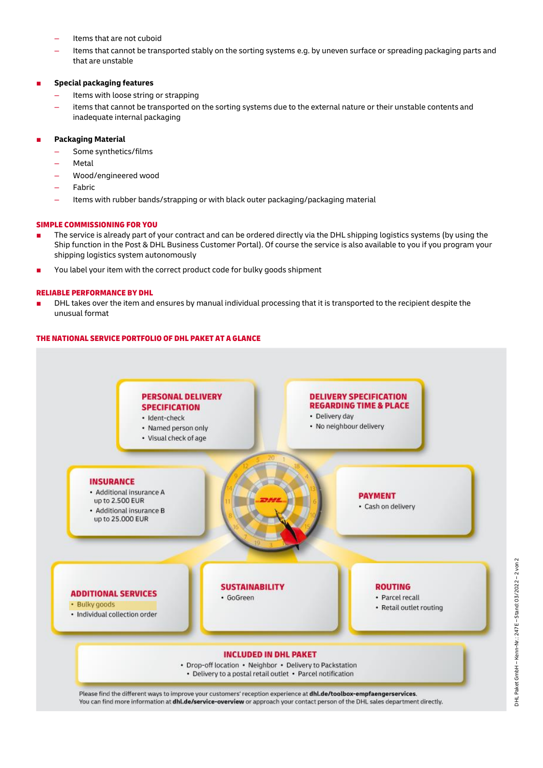- Items that are not cuboid
- Items that cannot be transported stably on the sorting systems e.g. by uneven surface or spreading packaging parts and that are unstable

- **Special packaging features**
  - Items with loose string or strapping
  - items that cannot be transported on the sorting systems due to the external nature or their unstable contents and inadequate internal packaging

- **Packaging Material**
  - Some synthetics/films
  - Metal
  - Wood/engineered wood
  - Fabric
  - Items with rubber bands/strapping or with black outer packaging/packaging material

## SIMPLE COMMISSIONING FOR YOU

- The service is already part of your contract and can be ordered directly via the DHL shipping logistics systems (by using the Ship function in the Post & DHL Business Customer Portal). Of course the service is also available to you if you program your shipping logistics system autonomously
- You label your item with the correct product code for bulky goods shipment

## RELIABLE PERFORMANCE BY DHL

- DHL takes over the item and ensures by manual individual processing that it is transported to the recipient despite the unusual format

## THE NATIONAL SERVICE PORTFOLIO OF DHL PAKET AT A GLANCE

**PERSONAL DELIVERY SPECIFICATION**
- Ident-check
- Named person only
- Visual check of age

**DELIVERY SPECIFICATION REGARDING TIME & PLACE**
- Delivery day
- No neighbour delivery

**INSURANCE**
- Additional insurance A up to 2.500 EUR
- Additional insurance B up to 25.000 EUR

**PAYMENT**
- Cash on delivery

**ADDITIONAL SERVICES**
- Bulky goods
- Individual collection order

**SUSTAINABILITY**
- GoGreen

**ROUTING**
- Parcel recall
- Retail outlet routing

**INCLUDED IN DHL PAKET**
- Drop-off location • Neighbor • Delivery to Packstation
- Delivery to a postal retail outlet • Parcel notification

Please find the different ways to improve your customers' reception experience at **dhl.de/toolbox-empfaengerservices**.
You can find more information at **dhl.de/service-overview** or approach your contact person of the DHL sales department directly.

DHL Paket GmbH – Kenn-Nr.: 247E – Stand: 03/2022